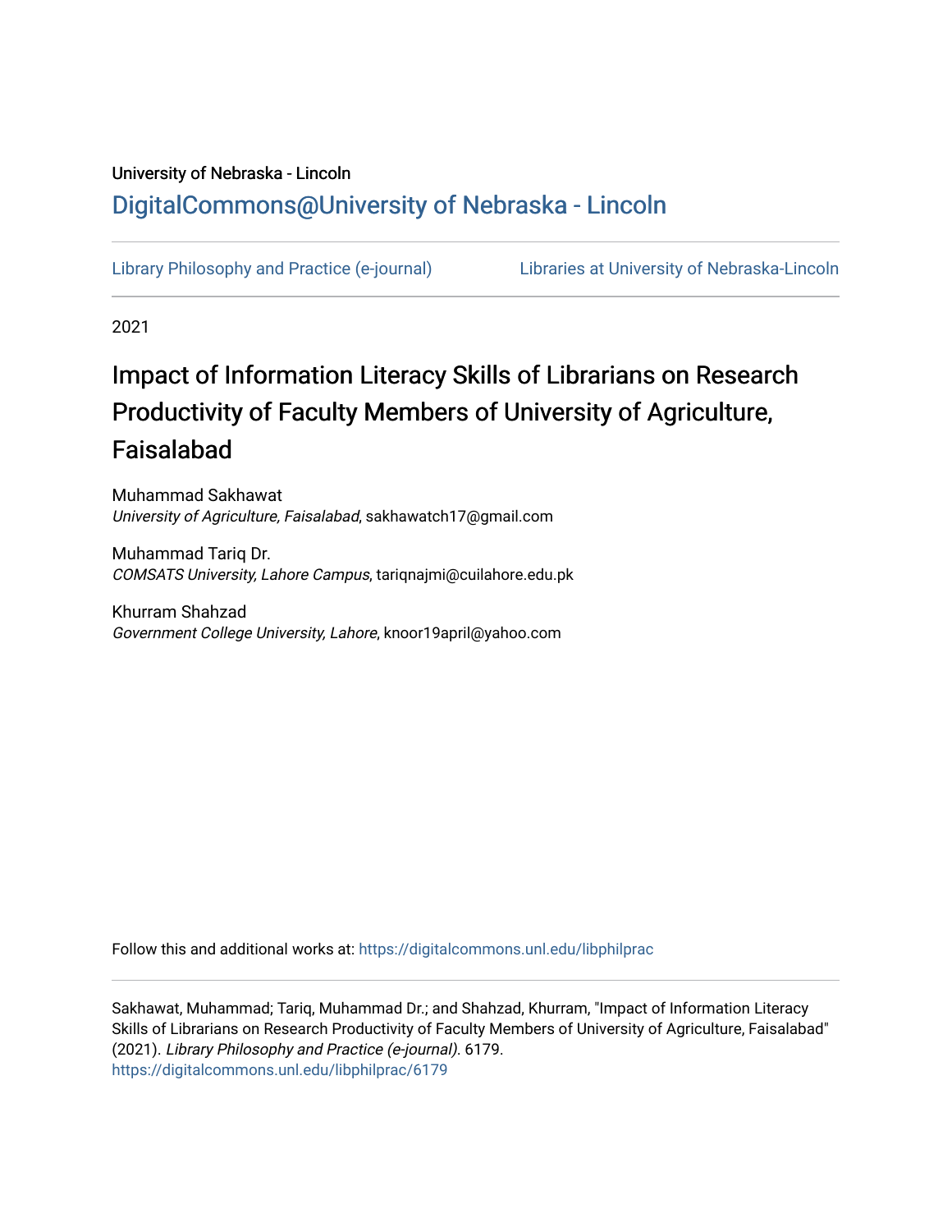University of Nebraska - Lincoln

DigitalCommons@University of Nebraska - Lincoln

Library Philosophy and Practice (e-journal)

Libraries at University of Nebraska-Lincoln

2021

# Impact of Information Literacy Skills of Librarians on Research Productivity of Faculty Members of University of Agriculture, Faisalabad

Muhammad Sakhawat
*University of Agriculture, Faisalabad*, sakhawatch17@gmail.com

Muhammad Tariq Dr.
*COMSATS University, Lahore Campus*, tariqnajmi@cuilahore.edu.pk

Khurram Shahzad
*Government College University, Lahore*, knoor19april@yahoo.com

Follow this and additional works at: https://digitalcommons.unl.edu/libphilprac

Sakhawat, Muhammad; Tariq, Muhammad Dr.; and Shahzad, Khurram, "Impact of Information Literacy Skills of Librarians on Research Productivity of Faculty Members of University of Agriculture, Faisalabad" (2021). *Library Philosophy and Practice (e-journal)*. 6179.
https://digitalcommons.unl.edu/libphilprac/6179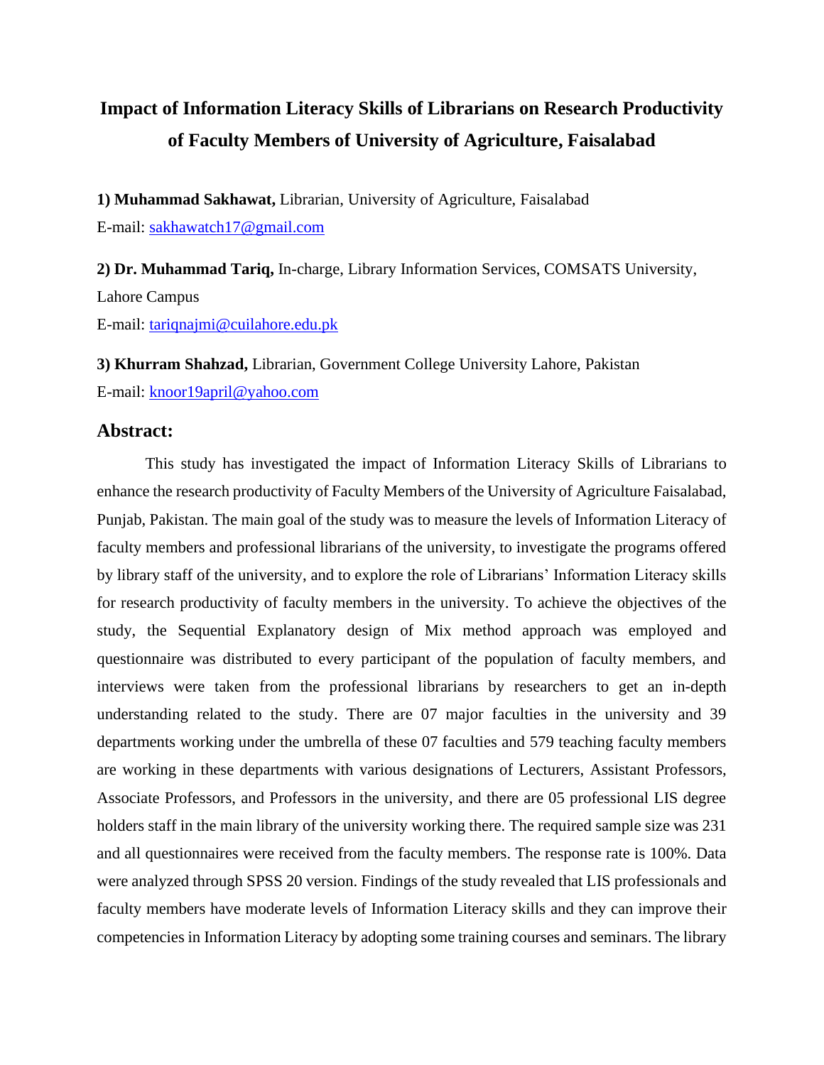# Impact of Information Literacy Skills of Librarians on Research Productivity of Faculty Members of University of Agriculture, Faisalabad

**1) Muhammad Sakhawat,** Librarian, University of Agriculture, Faisalabad
E-mail: sakhawatch17@gmail.com

**2) Dr. Muhammad Tariq,** In-charge, Library Information Services, COMSATS University, Lahore Campus
E-mail: tariqnajmi@cuilahore.edu.pk

**3) Khurram Shahzad,** Librarian, Government College University Lahore, Pakistan
E-mail: knoor19april@yahoo.com

## Abstract:

This study has investigated the impact of Information Literacy Skills of Librarians to enhance the research productivity of Faculty Members of the University of Agriculture Faisalabad, Punjab, Pakistan. The main goal of the study was to measure the levels of Information Literacy of faculty members and professional librarians of the university, to investigate the programs offered by library staff of the university, and to explore the role of Librarians' Information Literacy skills for research productivity of faculty members in the university. To achieve the objectives of the study, the Sequential Explanatory design of Mix method approach was employed and questionnaire was distributed to every participant of the population of faculty members, and interviews were taken from the professional librarians by researchers to get an in-depth understanding related to the study. There are 07 major faculties in the university and 39 departments working under the umbrella of these 07 faculties and 579 teaching faculty members are working in these departments with various designations of Lecturers, Assistant Professors, Associate Professors, and Professors in the university, and there are 05 professional LIS degree holders staff in the main library of the university working there. The required sample size was 231 and all questionnaires were received from the faculty members. The response rate is 100%. Data were analyzed through SPSS 20 version. Findings of the study revealed that LIS professionals and faculty members have moderate levels of Information Literacy skills and they can improve their competencies in Information Literacy by adopting some training courses and seminars. The library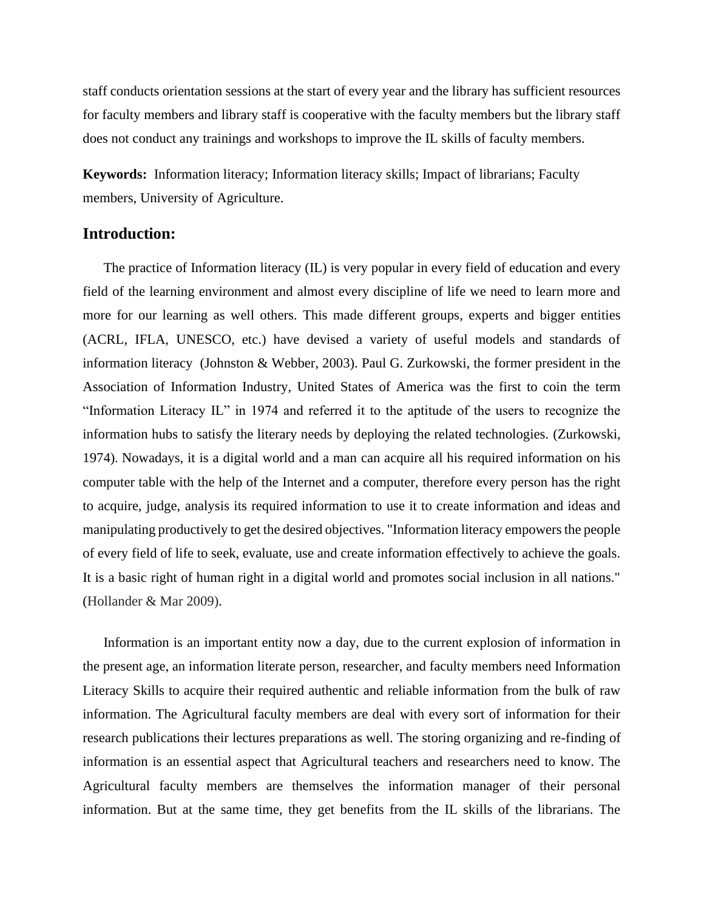staff conducts orientation sessions at the start of every year and the library has sufficient resources for faculty members and library staff is cooperative with the faculty members but the library staff does not conduct any trainings and workshops to improve the IL skills of faculty members.

**Keywords:** Information literacy; Information literacy skills; Impact of librarians; Faculty members, University of Agriculture.

## Introduction:

The practice of Information literacy (IL) is very popular in every field of education and every field of the learning environment and almost every discipline of life we need to learn more and more for our learning as well others. This made different groups, experts and bigger entities (ACRL, IFLA, UNESCO, etc.) have devised a variety of useful models and standards of information literacy (Johnston & Webber, 2003). Paul G. Zurkowski, the former president in the Association of Information Industry, United States of America was the first to coin the term "Information Literacy IL" in 1974 and referred it to the aptitude of the users to recognize the information hubs to satisfy the literary needs by deploying the related technologies. (Zurkowski, 1974). Nowadays, it is a digital world and a man can acquire all his required information on his computer table with the help of the Internet and a computer, therefore every person has the right to acquire, judge, analysis its required information to use it to create information and ideas and manipulating productively to get the desired objectives. "Information literacy empowers the people of every field of life to seek, evaluate, use and create information effectively to achieve the goals. It is a basic right of human right in a digital world and promotes social inclusion in all nations." (Hollander & Mar 2009).

Information is an important entity now a day, due to the current explosion of information in the present age, an information literate person, researcher, and faculty members need Information Literacy Skills to acquire their required authentic and reliable information from the bulk of raw information. The Agricultural faculty members are deal with every sort of information for their research publications their lectures preparations as well. The storing organizing and re-finding of information is an essential aspect that Agricultural teachers and researchers need to know. The Agricultural faculty members are themselves the information manager of their personal information. But at the same time, they get benefits from the IL skills of the librarians. The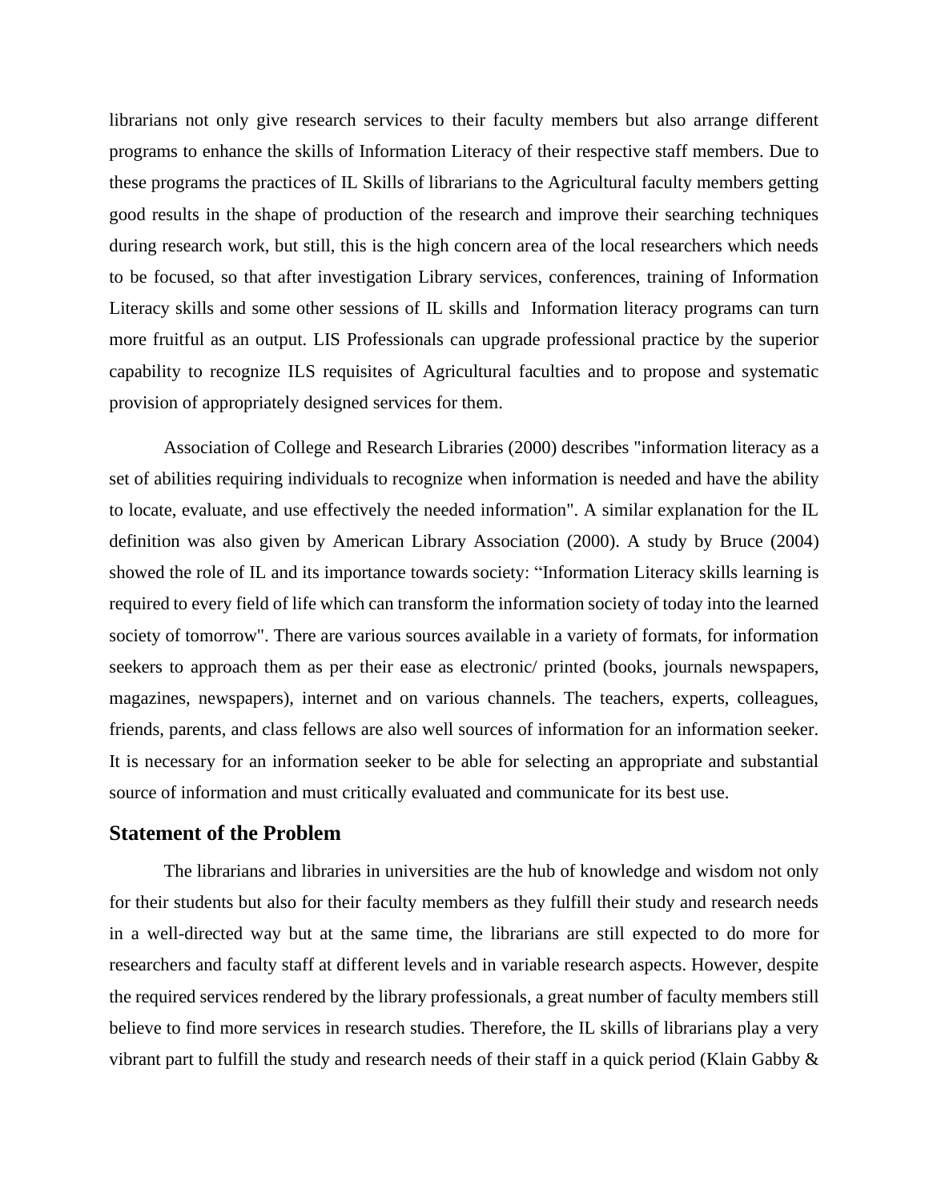librarians not only give research services to their faculty members but also arrange different programs to enhance the skills of Information Literacy of their respective staff members. Due to these programs the practices of IL Skills of librarians to the Agricultural faculty members getting good results in the shape of production of the research and improve their searching techniques during research work, but still, this is the high concern area of the local researchers which needs to be focused, so that after investigation Library services, conferences, training of Information Literacy skills and some other sessions of IL skills and Information literacy programs can turn more fruitful as an output. LIS Professionals can upgrade professional practice by the superior capability to recognize ILS requisites of Agricultural faculties and to propose and systematic provision of appropriately designed services for them.

Association of College and Research Libraries (2000) describes "information literacy as a set of abilities requiring individuals to recognize when information is needed and have the ability to locate, evaluate, and use effectively the needed information". A similar explanation for the IL definition was also given by American Library Association (2000). A study by Bruce (2004) showed the role of IL and its importance towards society: "Information Literacy skills learning is required to every field of life which can transform the information society of today into the learned society of tomorrow". There are various sources available in a variety of formats, for information seekers to approach them as per their ease as electronic/ printed (books, journals newspapers, magazines, newspapers), internet and on various channels. The teachers, experts, colleagues, friends, parents, and class fellows are also well sources of information for an information seeker. It is necessary for an information seeker to be able for selecting an appropriate and substantial source of information and must critically evaluated and communicate for its best use.

## Statement of the Problem

The librarians and libraries in universities are the hub of knowledge and wisdom not only for their students but also for their faculty members as they fulfill their study and research needs in a well-directed way but at the same time, the librarians are still expected to do more for researchers and faculty staff at different levels and in variable research aspects. However, despite the required services rendered by the library professionals, a great number of faculty members still believe to find more services in research studies. Therefore, the IL skills of librarians play a very vibrant part to fulfill the study and research needs of their staff in a quick period (Klain Gabby &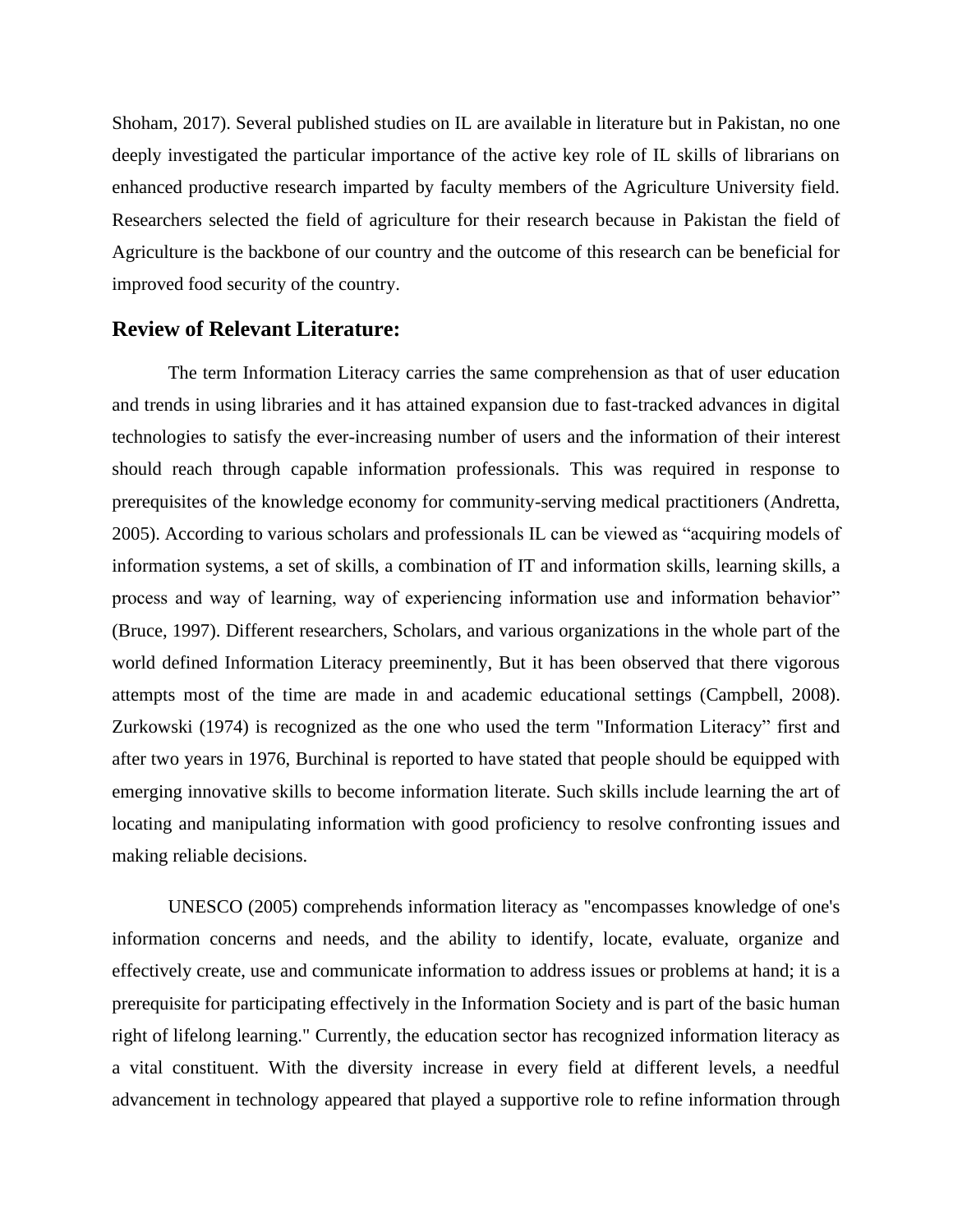Shoham, 2017). Several published studies on IL are available in literature but in Pakistan, no one deeply investigated the particular importance of the active key role of IL skills of librarians on enhanced productive research imparted by faculty members of the Agriculture University field. Researchers selected the field of agriculture for their research because in Pakistan the field of Agriculture is the backbone of our country and the outcome of this research can be beneficial for improved food security of the country.

## Review of Relevant Literature:

The term Information Literacy carries the same comprehension as that of user education and trends in using libraries and it has attained expansion due to fast-tracked advances in digital technologies to satisfy the ever-increasing number of users and the information of their interest should reach through capable information professionals. This was required in response to prerequisites of the knowledge economy for community-serving medical practitioners (Andretta, 2005). According to various scholars and professionals IL can be viewed as "acquiring models of information systems, a set of skills, a combination of IT and information skills, learning skills, a process and way of learning, way of experiencing information use and information behavior" (Bruce, 1997). Different researchers, Scholars, and various organizations in the whole part of the world defined Information Literacy preeminently, But it has been observed that there vigorous attempts most of the time are made in and academic educational settings (Campbell, 2008). Zurkowski (1974) is recognized as the one who used the term "Information Literacy" first and after two years in 1976, Burchinal is reported to have stated that people should be equipped with emerging innovative skills to become information literate. Such skills include learning the art of locating and manipulating information with good proficiency to resolve confronting issues and making reliable decisions.

UNESCO (2005) comprehends information literacy as "encompasses knowledge of one's information concerns and needs, and the ability to identify, locate, evaluate, organize and effectively create, use and communicate information to address issues or problems at hand; it is a prerequisite for participating effectively in the Information Society and is part of the basic human right of lifelong learning." Currently, the education sector has recognized information literacy as a vital constituent. With the diversity increase in every field at different levels, a needful advancement in technology appeared that played a supportive role to refine information through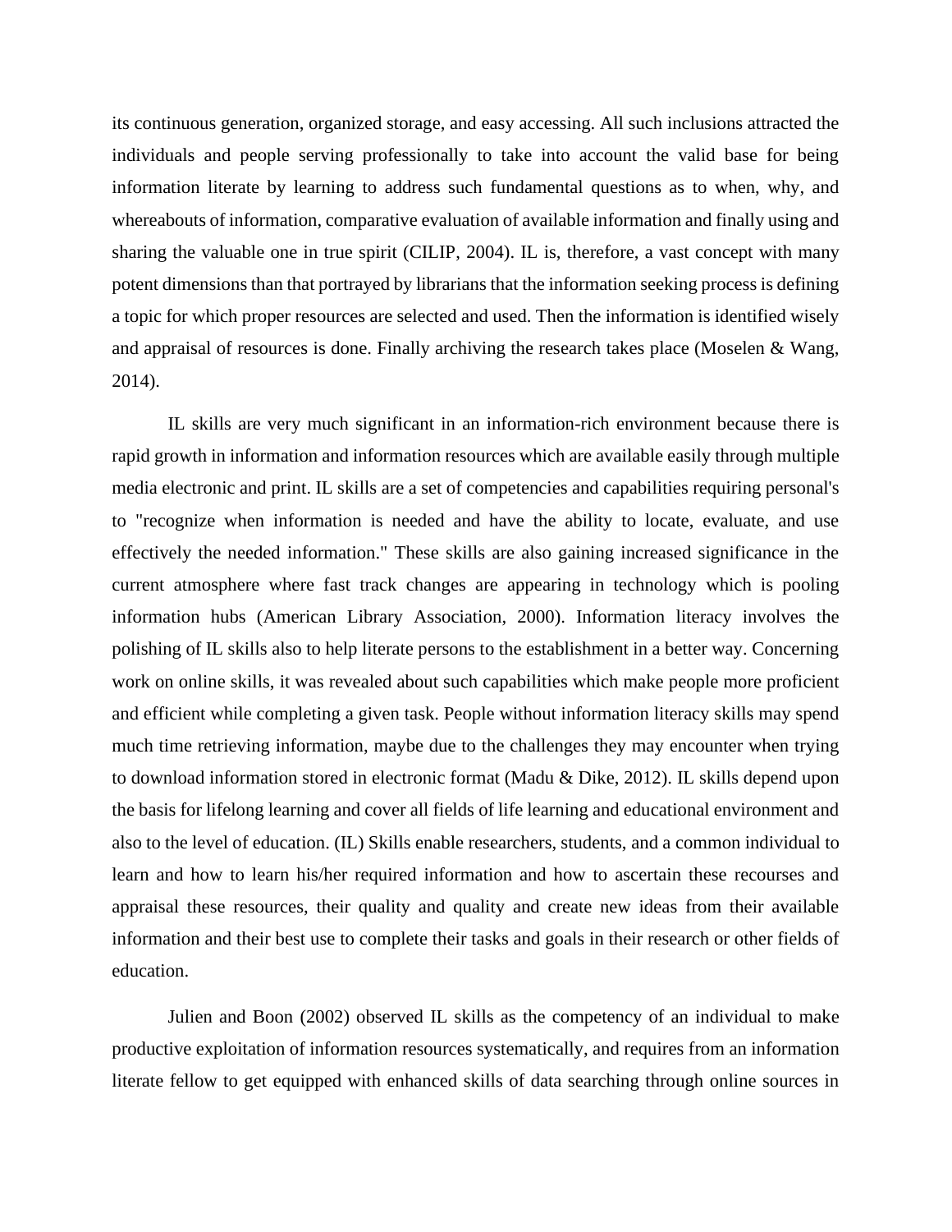its continuous generation, organized storage, and easy accessing. All such inclusions attracted the individuals and people serving professionally to take into account the valid base for being information literate by learning to address such fundamental questions as to when, why, and whereabouts of information, comparative evaluation of available information and finally using and sharing the valuable one in true spirit (CILIP, 2004). IL is, therefore, a vast concept with many potent dimensions than that portrayed by librarians that the information seeking process is defining a topic for which proper resources are selected and used. Then the information is identified wisely and appraisal of resources is done. Finally archiving the research takes place (Moselen & Wang, 2014).

IL skills are very much significant in an information-rich environment because there is rapid growth in information and information resources which are available easily through multiple media electronic and print. IL skills are a set of competencies and capabilities requiring personal's to "recognize when information is needed and have the ability to locate, evaluate, and use effectively the needed information." These skills are also gaining increased significance in the current atmosphere where fast track changes are appearing in technology which is pooling information hubs (American Library Association, 2000). Information literacy involves the polishing of IL skills also to help literate persons to the establishment in a better way. Concerning work on online skills, it was revealed about such capabilities which make people more proficient and efficient while completing a given task. People without information literacy skills may spend much time retrieving information, maybe due to the challenges they may encounter when trying to download information stored in electronic format (Madu & Dike, 2012). IL skills depend upon the basis for lifelong learning and cover all fields of life learning and educational environment and also to the level of education. (IL) Skills enable researchers, students, and a common individual to learn and how to learn his/her required information and how to ascertain these recourses and appraisal these resources, their quality and quality and create new ideas from their available information and their best use to complete their tasks and goals in their research or other fields of education.

Julien and Boon (2002) observed IL skills as the competency of an individual to make productive exploitation of information resources systematically, and requires from an information literate fellow to get equipped with enhanced skills of data searching through online sources in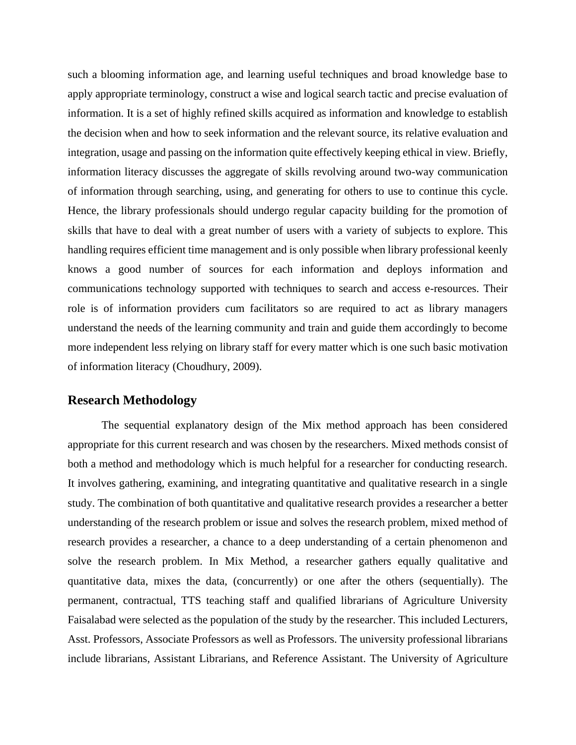such a blooming information age, and learning useful techniques and broad knowledge base to apply appropriate terminology, construct a wise and logical search tactic and precise evaluation of information. It is a set of highly refined skills acquired as information and knowledge to establish the decision when and how to seek information and the relevant source, its relative evaluation and integration, usage and passing on the information quite effectively keeping ethical in view. Briefly, information literacy discusses the aggregate of skills revolving around two-way communication of information through searching, using, and generating for others to use to continue this cycle. Hence, the library professionals should undergo regular capacity building for the promotion of skills that have to deal with a great number of users with a variety of subjects to explore. This handling requires efficient time management and is only possible when library professional keenly knows a good number of sources for each information and deploys information and communications technology supported with techniques to search and access e-resources. Their role is of information providers cum facilitators so are required to act as library managers understand the needs of the learning community and train and guide them accordingly to become more independent less relying on library staff for every matter which is one such basic motivation of information literacy (Choudhury, 2009).

## Research Methodology

The sequential explanatory design of the Mix method approach has been considered appropriate for this current research and was chosen by the researchers. Mixed methods consist of both a method and methodology which is much helpful for a researcher for conducting research. It involves gathering, examining, and integrating quantitative and qualitative research in a single study. The combination of both quantitative and qualitative research provides a researcher a better understanding of the research problem or issue and solves the research problem, mixed method of research provides a researcher, a chance to a deep understanding of a certain phenomenon and solve the research problem. In Mix Method, a researcher gathers equally qualitative and quantitative data, mixes the data, (concurrently) or one after the others (sequentially). The permanent, contractual, TTS teaching staff and qualified librarians of Agriculture University Faisalabad were selected as the population of the study by the researcher. This included Lecturers, Asst. Professors, Associate Professors as well as Professors. The university professional librarians include librarians, Assistant Librarians, and Reference Assistant. The University of Agriculture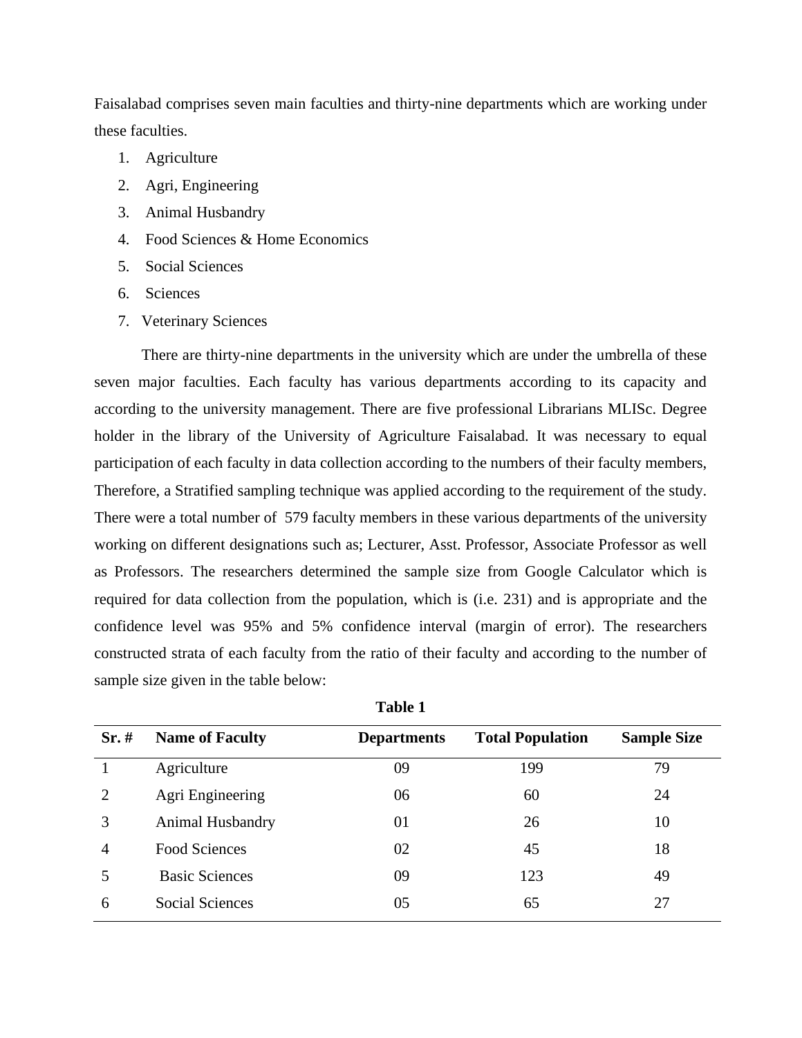Faisalabad comprises seven main faculties and thirty-nine departments which are working under these faculties.

1. Agriculture
2. Agri, Engineering
3. Animal Husbandry
4. Food Sciences & Home Economics
5. Social Sciences
6. Sciences
7. Veterinary Sciences

There are thirty-nine departments in the university which are under the umbrella of these seven major faculties. Each faculty has various departments according to its capacity and according to the university management. There are five professional Librarians MLISc. Degree holder in the library of the University of Agriculture Faisalabad. It was necessary to equal participation of each faculty in data collection according to the numbers of their faculty members, Therefore, a Stratified sampling technique was applied according to the requirement of the study. There were a total number of 579 faculty members in these various departments of the university working on different designations such as; Lecturer, Asst. Professor, Associate Professor as well as Professors. The researchers determined the sample size from Google Calculator which is required for data collection from the population, which is (i.e. 231) and is appropriate and the confidence level was 95% and 5% confidence interval (margin of error). The researchers constructed strata of each faculty from the ratio of their faculty and according to the number of sample size given in the table below:

**Table 1**

| Sr. # | Name of Faculty | Departments | Total Population | Sample Size |
|---|---|---|---|---|
| 1 | Agriculture | 09 | 199 | 79 |
| 2 | Agri Engineering | 06 | 60 | 24 |
| 3 | Animal Husbandry | 01 | 26 | 10 |
| 4 | Food Sciences | 02 | 45 | 18 |
| 5 | Basic Sciences | 09 | 123 | 49 |
| 6 | Social Sciences | 05 | 65 | 27 |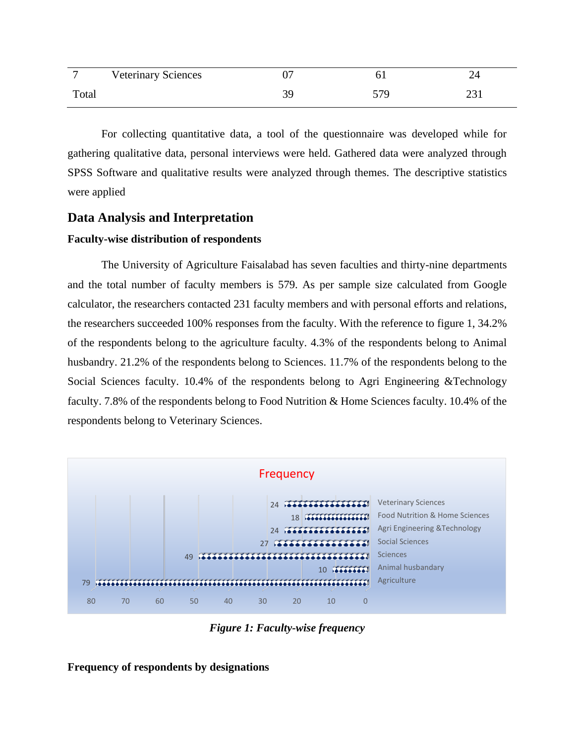| 7 | Veterinary Sciences | 07 | 61 | 24 |
|---|---|---|---|---|
| Total | | 39 | 579 | 231 |

For collecting quantitative data, a tool of the questionnaire was developed while for gathering qualitative data, personal interviews were held. Gathered data were analyzed through SPSS Software and qualitative results were analyzed through themes. The descriptive statistics were applied

## Data Analysis and Interpretation

### Faculty-wise distribution of respondents

The University of Agriculture Faisalabad has seven faculties and thirty-nine departments and the total number of faculty members is 579. As per sample size calculated from Google calculator, the researchers contacted 231 faculty members and with personal efforts and relations, the researchers succeeded 100% responses from the faculty. With the reference to figure 1, 34.2% of the respondents belong to the agriculture faculty. 4.3% of the respondents belong to Animal husbandry. 21.2% of the respondents belong to Sciences. 11.7% of the respondents belong to the Social Sciences faculty. 10.4% of the respondents belong to Agri Engineering &Technology faculty. 7.8% of the respondents belong to Food Nutrition & Home Sciences faculty. 10.4% of the respondents belong to Veterinary Sciences.

Frequency

| Faculty | Frequency |
|---|---|
| Veterinary Sciences | 24 |
| Food Nutrition & Home Sciences | 18 |
| Agri Engineering &Technology | 24 |
| Social Sciences | 27 |
| Sciences | 49 |
| Animal husbandary | 10 |
| Agriculture | 79 |

*Figure 1: Faculty-wise frequency*

### Frequency of respondents by designations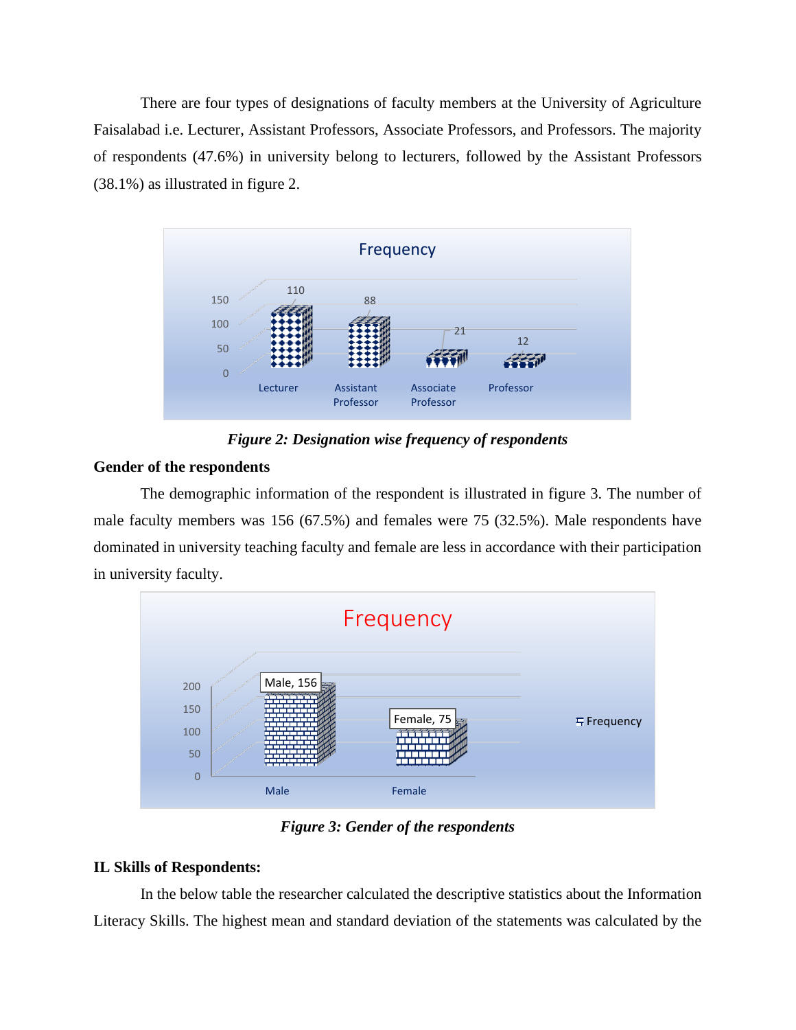There are four types of designations of faculty members at the University of Agriculture Faisalabad i.e. Lecturer, Assistant Professors, Associate Professors, and Professors. The majority of respondents (47.6%) in university belong to lecturers, followed by the Assistant Professors (38.1%) as illustrated in figure 2.

*Figure 2: Designation wise frequency of respondents*

**Gender of the respondents**

The demographic information of the respondent is illustrated in figure 3. The number of male faculty members was 156 (67.5%) and females were 75 (32.5%). Male respondents have dominated in university teaching faculty and female are less in accordance with their participation in university faculty.

*Figure 3: Gender of the respondents*

**IL Skills of Respondents:**

In the below table the researcher calculated the descriptive statistics about the Information Literacy Skills. The highest mean and standard deviation of the statements was calculated by the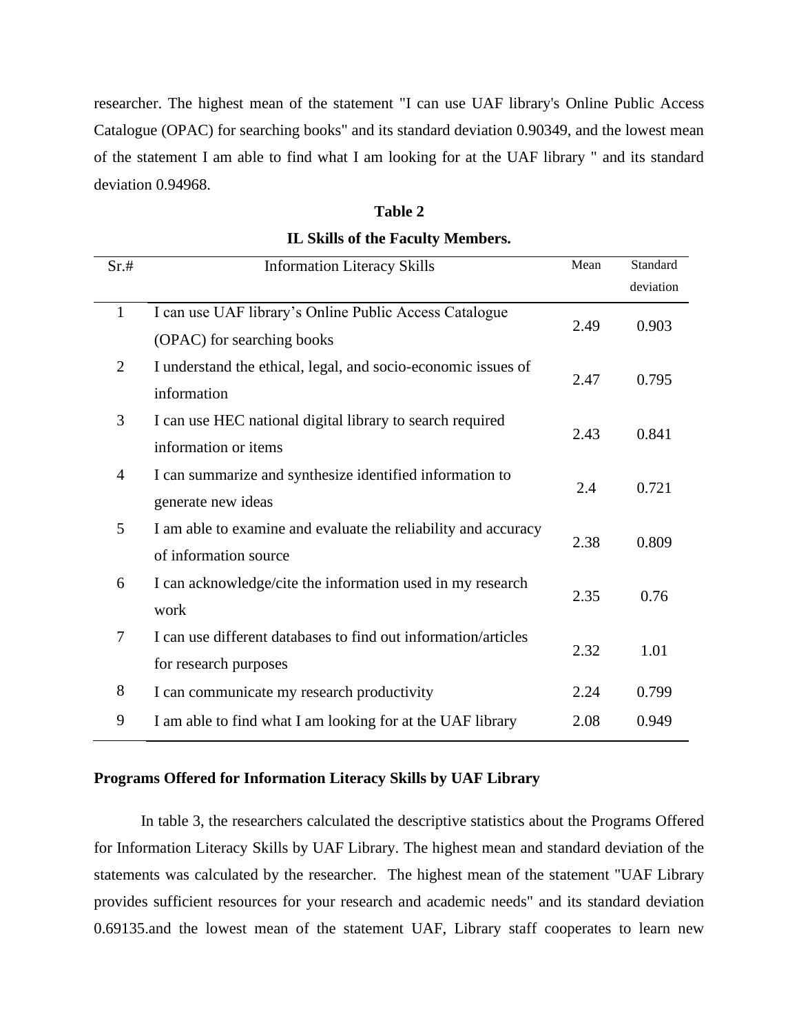researcher. The highest mean of the statement "I can use UAF library's Online Public Access Catalogue (OPAC) for searching books" and its standard deviation 0.90349, and the lowest mean of the statement I am able to find what I am looking for at the UAF library " and its standard deviation 0.94968.

**Table 2**

**IL Skills of the Faculty Members.**

| Sr.# | Information Literacy Skills | Mean | Standard deviation |
|---|---|---|---|
| 1 | I can use UAF library's Online Public Access Catalogue (OPAC) for searching books | 2.49 | 0.903 |
| 2 | I understand the ethical, legal, and socio-economic issues of information | 2.47 | 0.795 |
| 3 | I can use HEC national digital library to search required information or items | 2.43 | 0.841 |
| 4 | I can summarize and synthesize identified information to generate new ideas | 2.4 | 0.721 |
| 5 | I am able to examine and evaluate the reliability and accuracy of information source | 2.38 | 0.809 |
| 6 | I can acknowledge/cite the information used in my research work | 2.35 | 0.76 |
| 7 | I can use different databases to find out information/articles for research purposes | 2.32 | 1.01 |
| 8 | I can communicate my research productivity | 2.24 | 0.799 |
| 9 | I am able to find what I am looking for at the UAF library | 2.08 | 0.949 |

**Programs Offered for Information Literacy Skills by UAF Library**

In table 3, the researchers calculated the descriptive statistics about the Programs Offered for Information Literacy Skills by UAF Library. The highest mean and standard deviation of the statements was calculated by the researcher. The highest mean of the statement "UAF Library provides sufficient resources for your research and academic needs" and its standard deviation 0.69135.and the lowest mean of the statement UAF, Library staff cooperates to learn new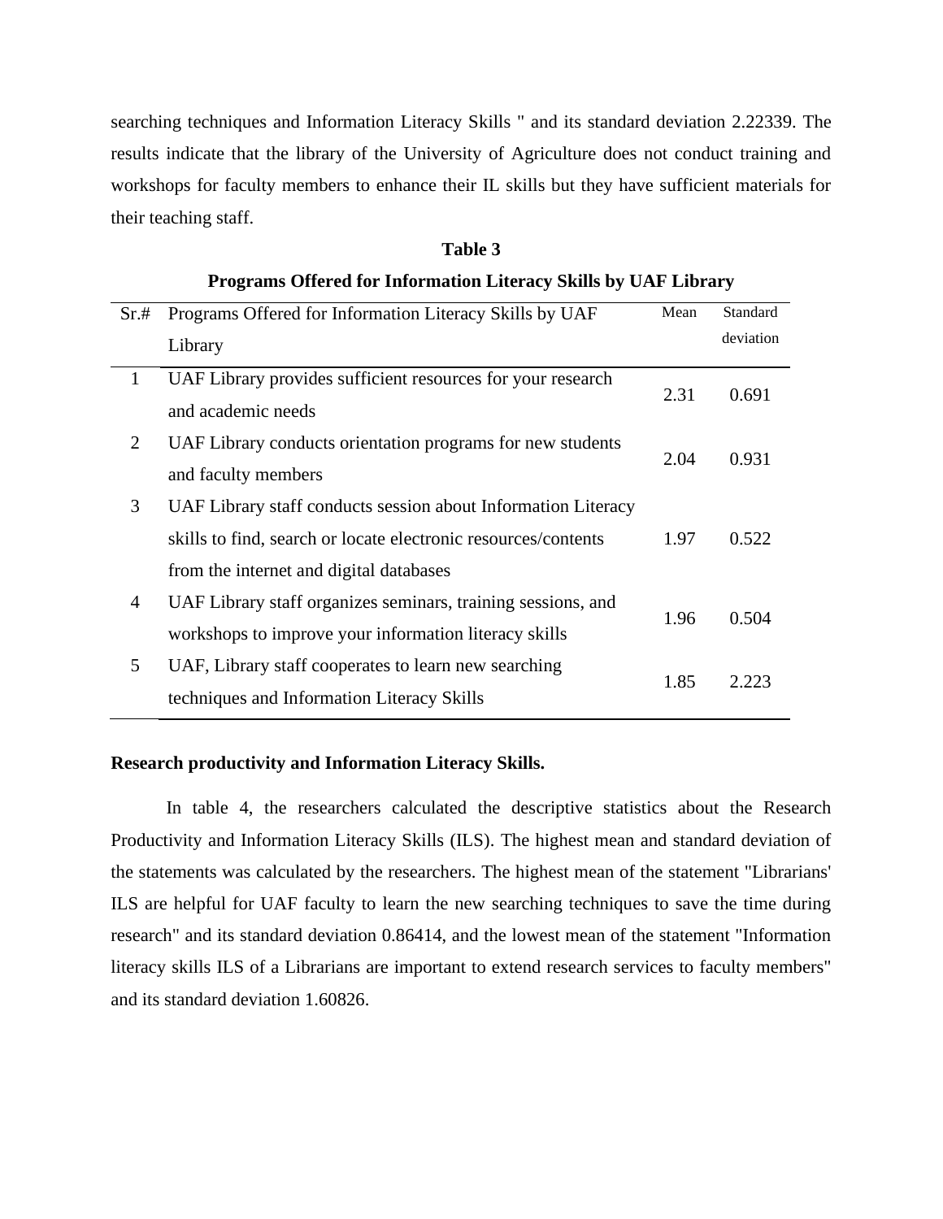searching techniques and Information Literacy Skills " and its standard deviation 2.22339. The results indicate that the library of the University of Agriculture does not conduct training and workshops for faculty members to enhance their IL skills but they have sufficient materials for their teaching staff.

**Table 3**

**Programs Offered for Information Literacy Skills by UAF Library**

| Sr.# | Programs Offered for Information Literacy Skills by UAF Library | Mean | Standard deviation |
|---|---|---|---|
| 1 | UAF Library provides sufficient resources for your research and academic needs | 2.31 | 0.691 |
| 2 | UAF Library conducts orientation programs for new students and faculty members | 2.04 | 0.931 |
| 3 | UAF Library staff conducts session about Information Literacy skills to find, search or locate electronic resources/contents from the internet and digital databases | 1.97 | 0.522 |
| 4 | UAF Library staff organizes seminars, training sessions, and workshops to improve your information literacy skills | 1.96 | 0.504 |
| 5 | UAF, Library staff cooperates to learn new searching techniques and Information Literacy Skills | 1.85 | 2.223 |

**Research productivity and Information Literacy Skills.**

In table 4, the researchers calculated the descriptive statistics about the Research Productivity and Information Literacy Skills (ILS). The highest mean and standard deviation of the statements was calculated by the researchers. The highest mean of the statement "Librarians' ILS are helpful for UAF faculty to learn the new searching techniques to save the time during research" and its standard deviation 0.86414, and the lowest mean of the statement "Information literacy skills ILS of a Librarians are important to extend research services to faculty members" and its standard deviation 1.60826.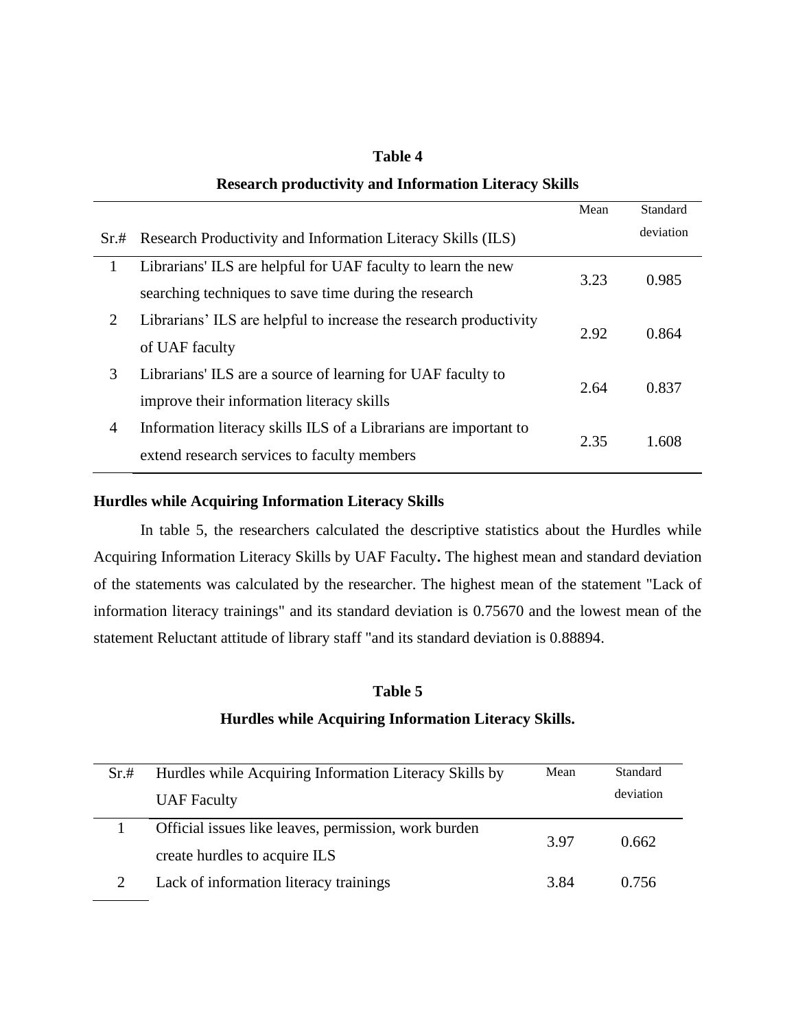**Table 4**

**Research productivity and Information Literacy Skills**

| Sr.# | Research Productivity and Information Literacy Skills (ILS) | Mean | Standard deviation |
|---|---|---|---|
| 1 | Librarians' ILS are helpful for UAF faculty to learn the new searching techniques to save time during the research | 3.23 | 0.985 |
| 2 | Librarians' ILS are helpful to increase the research productivity of UAF faculty | 2.92 | 0.864 |
| 3 | Librarians' ILS are a source of learning for UAF faculty to improve their information literacy skills | 2.64 | 0.837 |
| 4 | Information literacy skills ILS of a Librarians are important to extend research services to faculty members | 2.35 | 1.608 |

### Hurdles while Acquiring Information Literacy Skills

In table 5, the researchers calculated the descriptive statistics about the Hurdles while Acquiring Information Literacy Skills by UAF Faculty**.** The highest mean and standard deviation of the statements was calculated by the researcher. The highest mean of the statement "Lack of information literacy trainings" and its standard deviation is 0.75670 and the lowest mean of the statement Reluctant attitude of library staff "and its standard deviation is 0.88894.

**Table 5**

**Hurdles while Acquiring Information Literacy Skills.**

| Sr.# | Hurdles while Acquiring Information Literacy Skills by UAF Faculty | Mean | Standard deviation |
|---|---|---|---|
| 1 | Official issues like leaves, permission, work burden create hurdles to acquire ILS | 3.97 | 0.662 |
| 2 | Lack of information literacy trainings | 3.84 | 0.756 |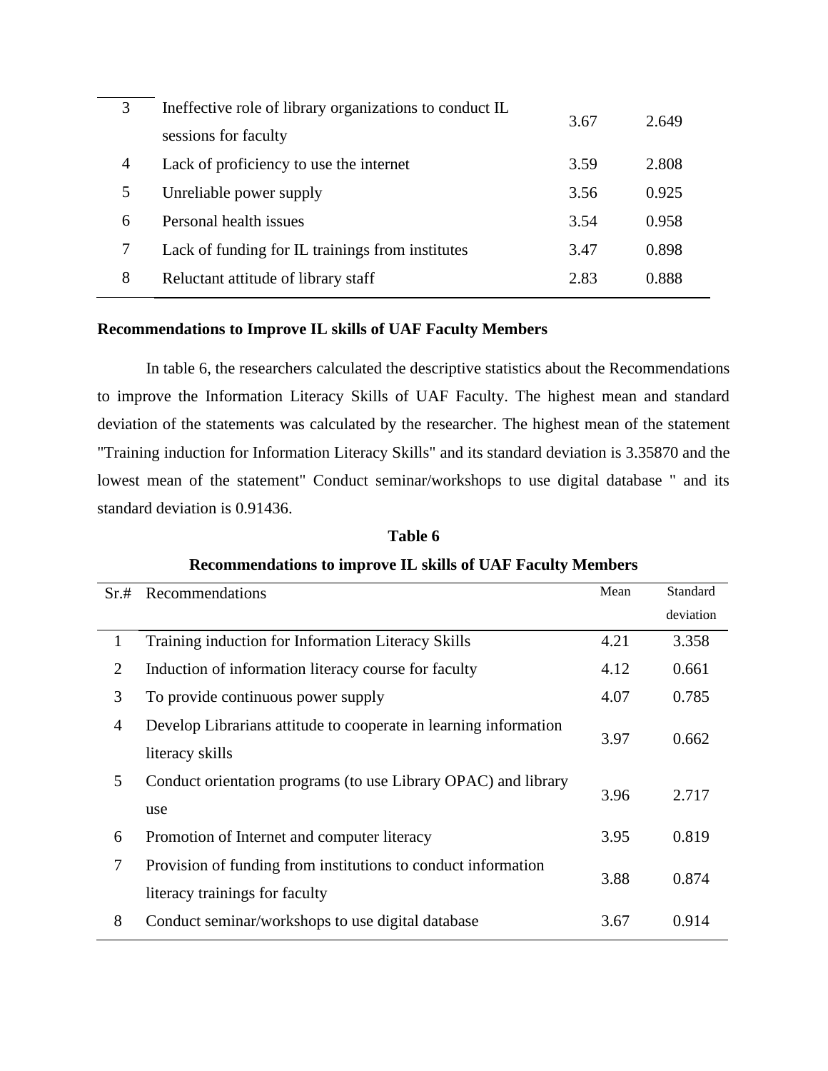| | | | |
|---|---|---|---|
| 3 | Ineffective role of library organizations to conduct IL sessions for faculty | 3.67 | 2.649 |
| 4 | Lack of proficiency to use the internet | 3.59 | 2.808 |
| 5 | Unreliable power supply | 3.56 | 0.925 |
| 6 | Personal health issues | 3.54 | 0.958 |
| 7 | Lack of funding for IL trainings from institutes | 3.47 | 0.898 |
| 8 | Reluctant attitude of library staff | 2.83 | 0.888 |

**Recommendations to Improve IL skills of UAF Faculty Members**

In table 6, the researchers calculated the descriptive statistics about the Recommendations to improve the Information Literacy Skills of UAF Faculty. The highest mean and standard deviation of the statements was calculated by the researcher. The highest mean of the statement "Training induction for Information Literacy Skills" and its standard deviation is 3.35870 and the lowest mean of the statement" Conduct seminar/workshops to use digital database " and its standard deviation is 0.91436.

**Table 6**

**Recommendations to improve IL skills of UAF Faculty Members**

| Sr.# | Recommendations | Mean | Standard deviation |
|---|---|---|---|
| 1 | Training induction for Information Literacy Skills | 4.21 | 3.358 |
| 2 | Induction of information literacy course for faculty | 4.12 | 0.661 |
| 3 | To provide continuous power supply | 4.07 | 0.785 |
| 4 | Develop Librarians attitude to cooperate in learning information literacy skills | 3.97 | 0.662 |
| 5 | Conduct orientation programs (to use Library OPAC) and library use | 3.96 | 2.717 |
| 6 | Promotion of Internet and computer literacy | 3.95 | 0.819 |
| 7 | Provision of funding from institutions to conduct information literacy trainings for faculty | 3.88 | 0.874 |
| 8 | Conduct seminar/workshops to use digital database | 3.67 | 0.914 |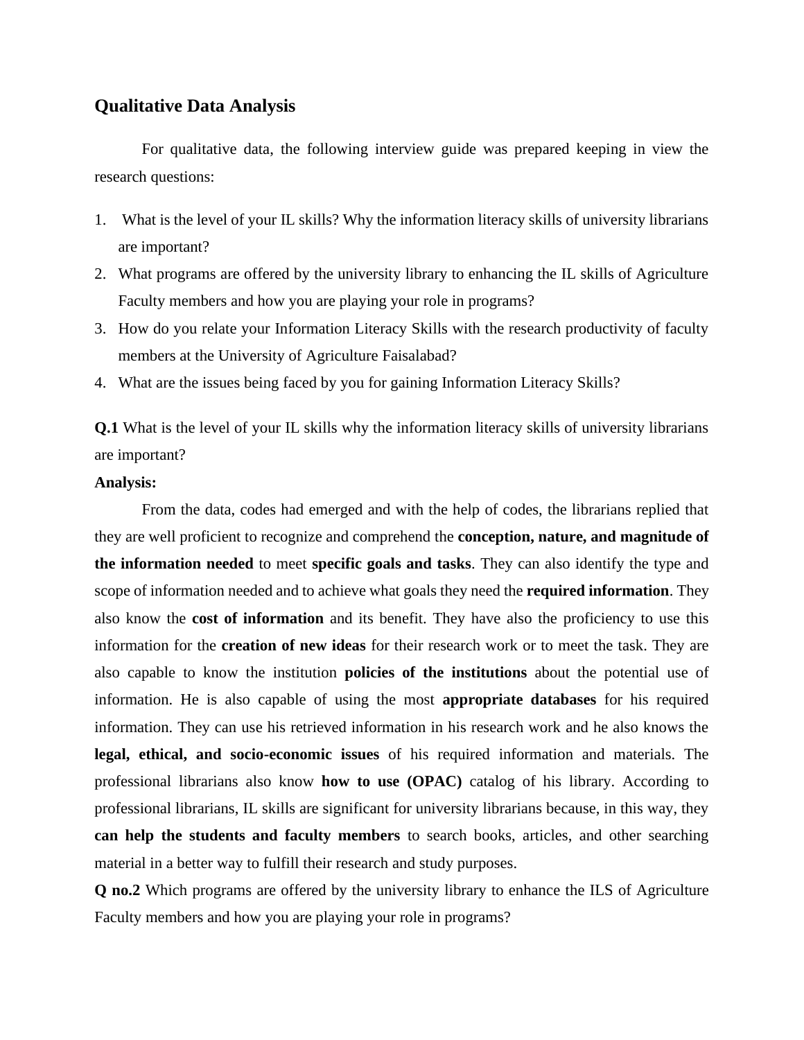## Qualitative Data Analysis

For qualitative data, the following interview guide was prepared keeping in view the research questions:

1. What is the level of your IL skills? Why the information literacy skills of university librarians are important?
2. What programs are offered by the university library to enhancing the IL skills of Agriculture Faculty members and how you are playing your role in programs?
3. How do you relate your Information Literacy Skills with the research productivity of faculty members at the University of Agriculture Faisalabad?
4. What are the issues being faced by you for gaining Information Literacy Skills?

**Q.1** What is the level of your IL skills why the information literacy skills of university librarians are important?

**Analysis:**

From the data, codes had emerged and with the help of codes, the librarians replied that they are well proficient to recognize and comprehend the **conception, nature, and magnitude of the information needed** to meet **specific goals and tasks**. They can also identify the type and scope of information needed and to achieve what goals they need the **required information**. They also know the **cost of information** and its benefit. They have also the proficiency to use this information for the **creation of new ideas** for their research work or to meet the task. They are also capable to know the institution **policies of the institutions** about the potential use of information. He is also capable of using the most **appropriate databases** for his required information. They can use his retrieved information in his research work and he also knows the **legal, ethical, and socio-economic issues** of his required information and materials. The professional librarians also know **how to use (OPAC)** catalog of his library. According to professional librarians, IL skills are significant for university librarians because, in this way, they **can help the students and faculty members** to search books, articles, and other searching material in a better way to fulfill their research and study purposes.

**Q no.2** Which programs are offered by the university library to enhance the ILS of Agriculture Faculty members and how you are playing your role in programs?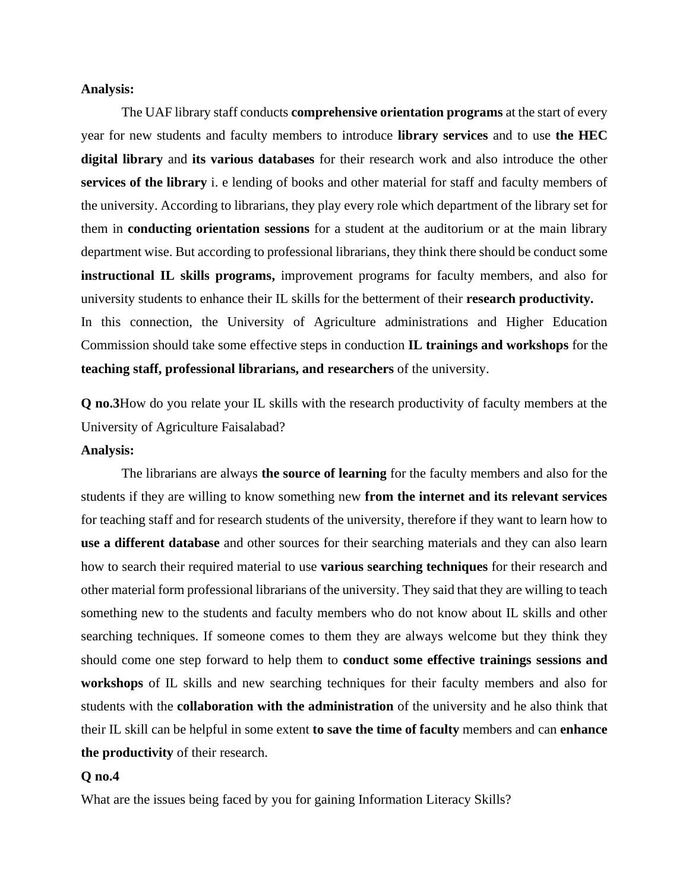**Analysis:**

The UAF library staff conducts **comprehensive orientation programs** at the start of every year for new students and faculty members to introduce **library services** and to use **the HEC digital library** and **its various databases** for their research work and also introduce the other **services of the library** i. e lending of books and other material for staff and faculty members of the university. According to librarians, they play every role which department of the library set for them in **conducting orientation sessions** for a student at the auditorium or at the main library department wise. But according to professional librarians, they think there should be conduct some **instructional IL skills programs,** improvement programs for faculty members, and also for university students to enhance their IL skills for the betterment of their **research productivity.**
In this connection, the University of Agriculture administrations and Higher Education Commission should take some effective steps in conduction **IL trainings and workshops** for the **teaching staff, professional librarians, and researchers** of the university.

**Q no.3**How do you relate your IL skills with the research productivity of faculty members at the University of Agriculture Faisalabad?

**Analysis:**

The librarians are always **the source of learning** for the faculty members and also for the students if they are willing to know something new **from the internet and its relevant services** for teaching staff and for research students of the university, therefore if they want to learn how to **use a different database** and other sources for their searching materials and they can also learn how to search their required material to use **various searching techniques** for their research and other material form professional librarians of the university. They said that they are willing to teach something new to the students and faculty members who do not know about IL skills and other searching techniques. If someone comes to them they are always welcome but they think they should come one step forward to help them to **conduct some effective trainings sessions and workshops** of IL skills and new searching techniques for their faculty members and also for students with the **collaboration with the administration** of the university and he also think that their IL skill can be helpful in some extent **to save the time of faculty** members and can **enhance the productivity** of their research.

**Q no.4**

What are the issues being faced by you for gaining Information Literacy Skills?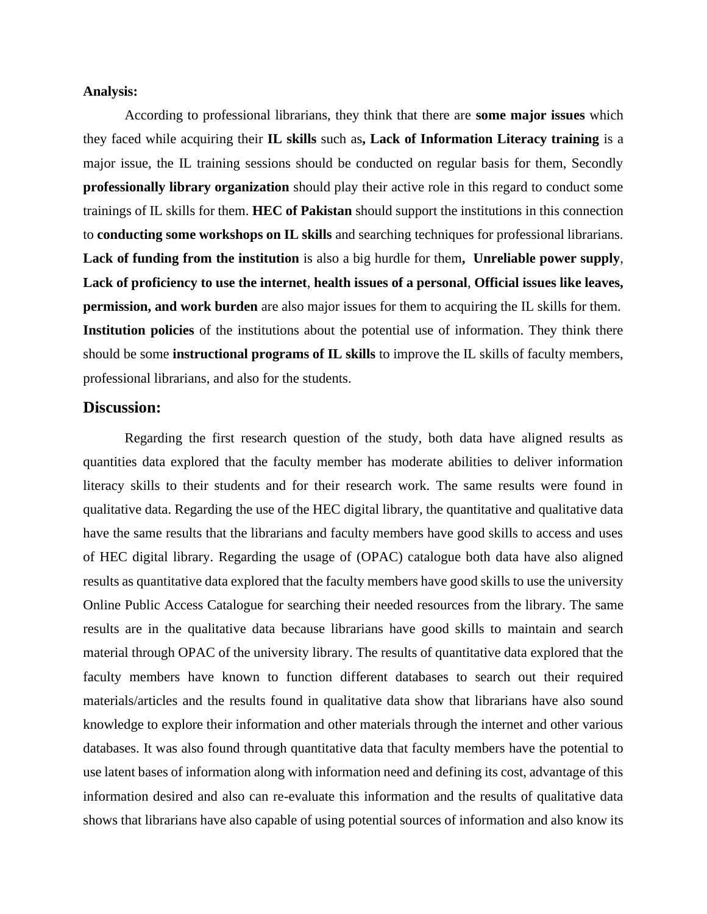**Analysis:**

According to professional librarians, they think that there are **some major issues** which they faced while acquiring their **IL skills** such as**, Lack of Information Literacy training** is a major issue, the IL training sessions should be conducted on regular basis for them, Secondly **professionally library organization** should play their active role in this regard to conduct some trainings of IL skills for them. **HEC of Pakistan** should support the institutions in this connection to **conducting some workshops on IL skills** and searching techniques for professional librarians. **Lack of funding from the institution** is also a big hurdle for them**, Unreliable power supply**, **Lack of proficiency to use the internet**, **health issues of a personal**, **Official issues like leaves, permission, and work burden** are also major issues for them to acquiring the IL skills for them. **Institution policies** of the institutions about the potential use of information. They think there should be some **instructional programs of IL skills** to improve the IL skills of faculty members, professional librarians, and also for the students.

## Discussion:

Regarding the first research question of the study, both data have aligned results as quantities data explored that the faculty member has moderate abilities to deliver information literacy skills to their students and for their research work. The same results were found in qualitative data. Regarding the use of the HEC digital library, the quantitative and qualitative data have the same results that the librarians and faculty members have good skills to access and uses of HEC digital library. Regarding the usage of (OPAC) catalogue both data have also aligned results as quantitative data explored that the faculty members have good skills to use the university Online Public Access Catalogue for searching their needed resources from the library. The same results are in the qualitative data because librarians have good skills to maintain and search material through OPAC of the university library. The results of quantitative data explored that the faculty members have known to function different databases to search out their required materials/articles and the results found in qualitative data show that librarians have also sound knowledge to explore their information and other materials through the internet and other various databases. It was also found through quantitative data that faculty members have the potential to use latent bases of information along with information need and defining its cost, advantage of this information desired and also can re-evaluate this information and the results of qualitative data shows that librarians have also capable of using potential sources of information and also know its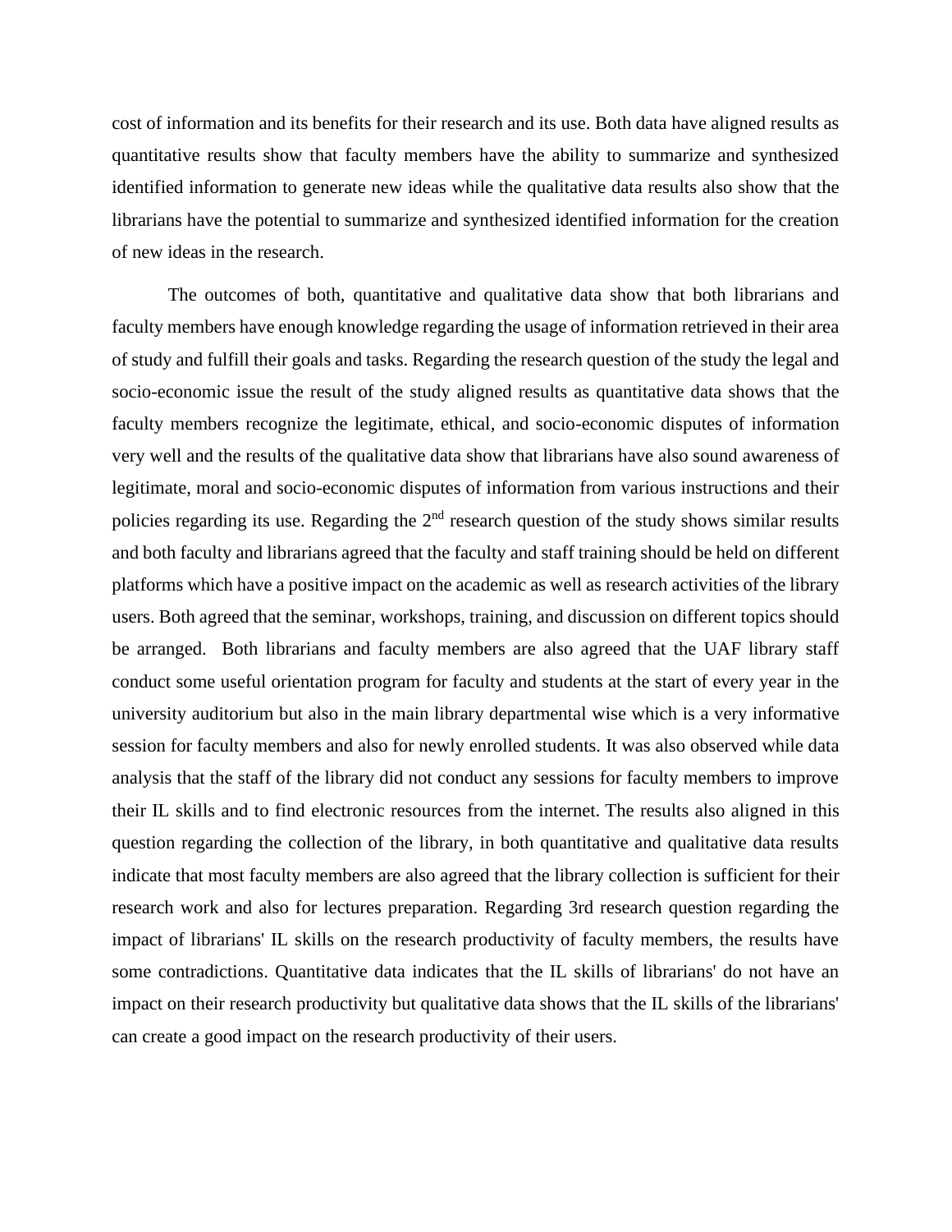cost of information and its benefits for their research and its use. Both data have aligned results as quantitative results show that faculty members have the ability to summarize and synthesized identified information to generate new ideas while the qualitative data results also show that the librarians have the potential to summarize and synthesized identified information for the creation of new ideas in the research.

The outcomes of both, quantitative and qualitative data show that both librarians and faculty members have enough knowledge regarding the usage of information retrieved in their area of study and fulfill their goals and tasks. Regarding the research question of the study the legal and socio-economic issue the result of the study aligned results as quantitative data shows that the faculty members recognize the legitimate, ethical, and socio-economic disputes of information very well and the results of the qualitative data show that librarians have also sound awareness of legitimate, moral and socio-economic disputes of information from various instructions and their policies regarding its use. Regarding the 2nd research question of the study shows similar results and both faculty and librarians agreed that the faculty and staff training should be held on different platforms which have a positive impact on the academic as well as research activities of the library users. Both agreed that the seminar, workshops, training, and discussion on different topics should be arranged. Both librarians and faculty members are also agreed that the UAF library staff conduct some useful orientation program for faculty and students at the start of every year in the university auditorium but also in the main library departmental wise which is a very informative session for faculty members and also for newly enrolled students. It was also observed while data analysis that the staff of the library did not conduct any sessions for faculty members to improve their IL skills and to find electronic resources from the internet. The results also aligned in this question regarding the collection of the library, in both quantitative and qualitative data results indicate that most faculty members are also agreed that the library collection is sufficient for their research work and also for lectures preparation. Regarding 3rd research question regarding the impact of librarians' IL skills on the research productivity of faculty members, the results have some contradictions. Quantitative data indicates that the IL skills of librarians' do not have an impact on their research productivity but qualitative data shows that the IL skills of the librarians' can create a good impact on the research productivity of their users.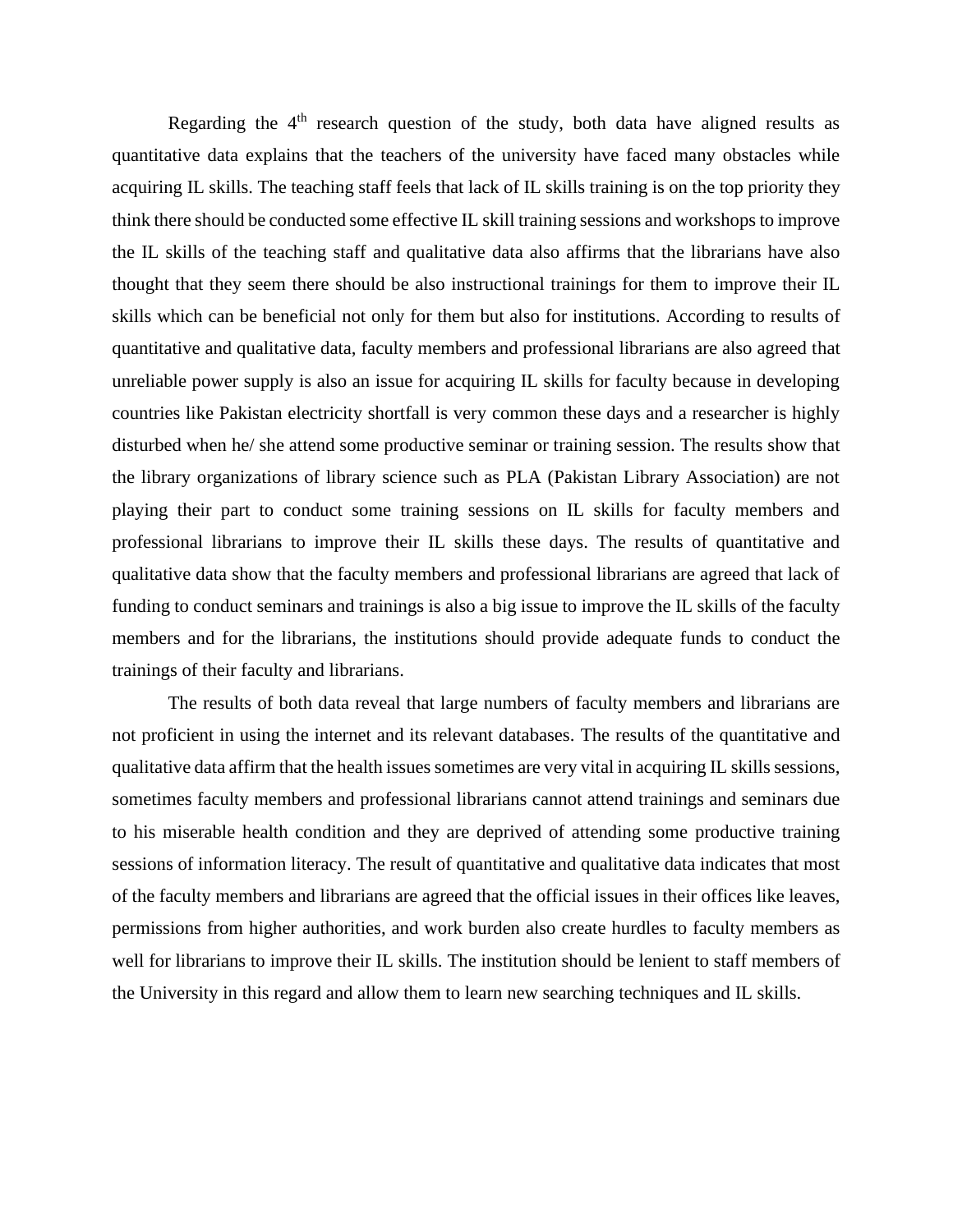Regarding the 4th research question of the study, both data have aligned results as quantitative data explains that the teachers of the university have faced many obstacles while acquiring IL skills. The teaching staff feels that lack of IL skills training is on the top priority they think there should be conducted some effective IL skill training sessions and workshops to improve the IL skills of the teaching staff and qualitative data also affirms that the librarians have also thought that they seem there should be also instructional trainings for them to improve their IL skills which can be beneficial not only for them but also for institutions. According to results of quantitative and qualitative data, faculty members and professional librarians are also agreed that unreliable power supply is also an issue for acquiring IL skills for faculty because in developing countries like Pakistan electricity shortfall is very common these days and a researcher is highly disturbed when he/ she attend some productive seminar or training session. The results show that the library organizations of library science such as PLA (Pakistan Library Association) are not playing their part to conduct some training sessions on IL skills for faculty members and professional librarians to improve their IL skills these days. The results of quantitative and qualitative data show that the faculty members and professional librarians are agreed that lack of funding to conduct seminars and trainings is also a big issue to improve the IL skills of the faculty members and for the librarians, the institutions should provide adequate funds to conduct the trainings of their faculty and librarians.

The results of both data reveal that large numbers of faculty members and librarians are not proficient in using the internet and its relevant databases. The results of the quantitative and qualitative data affirm that the health issues sometimes are very vital in acquiring IL skills sessions, sometimes faculty members and professional librarians cannot attend trainings and seminars due to his miserable health condition and they are deprived of attending some productive training sessions of information literacy. The result of quantitative and qualitative data indicates that most of the faculty members and librarians are agreed that the official issues in their offices like leaves, permissions from higher authorities, and work burden also create hurdles to faculty members as well for librarians to improve their IL skills. The institution should be lenient to staff members of the University in this regard and allow them to learn new searching techniques and IL skills.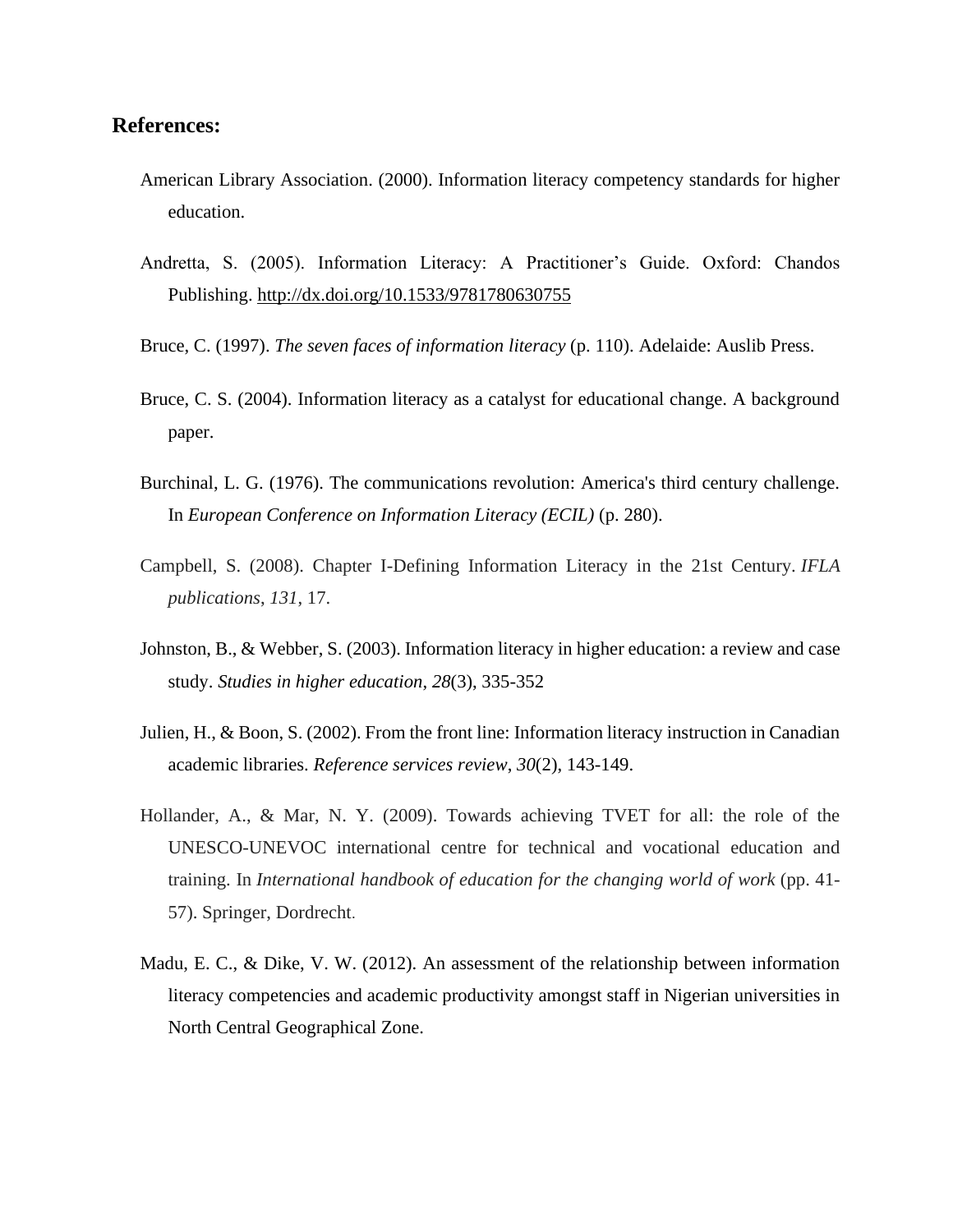## References:

American Library Association. (2000). Information literacy competency standards for higher education.

Andretta, S. (2005). Information Literacy: A Practitioner's Guide. Oxford: Chandos Publishing. http://dx.doi.org/10.1533/9781780630755

Bruce, C. (1997). *The seven faces of information literacy* (p. 110). Adelaide: Auslib Press.

Bruce, C. S. (2004). Information literacy as a catalyst for educational change. A background paper.

Burchinal, L. G. (1976). The communications revolution: America's third century challenge. In *European Conference on Information Literacy (ECIL)* (p. 280).

Campbell, S. (2008). Chapter I-Defining Information Literacy in the 21st Century. *IFLA publications*, *131*, 17.

Johnston, B., & Webber, S. (2003). Information literacy in higher education: a review and case study. *Studies in higher education*, *28*(3), 335-352

Julien, H., & Boon, S. (2002). From the front line: Information literacy instruction in Canadian academic libraries. *Reference services review*, *30*(2), 143-149.

Hollander, A., & Mar, N. Y. (2009). Towards achieving TVET for all: the role of the UNESCO-UNEVOC international centre for technical and vocational education and training. In *International handbook of education for the changing world of work* (pp. 41-57). Springer, Dordrecht.

Madu, E. C., & Dike, V. W. (2012). An assessment of the relationship between information literacy competencies and academic productivity amongst staff in Nigerian universities in North Central Geographical Zone.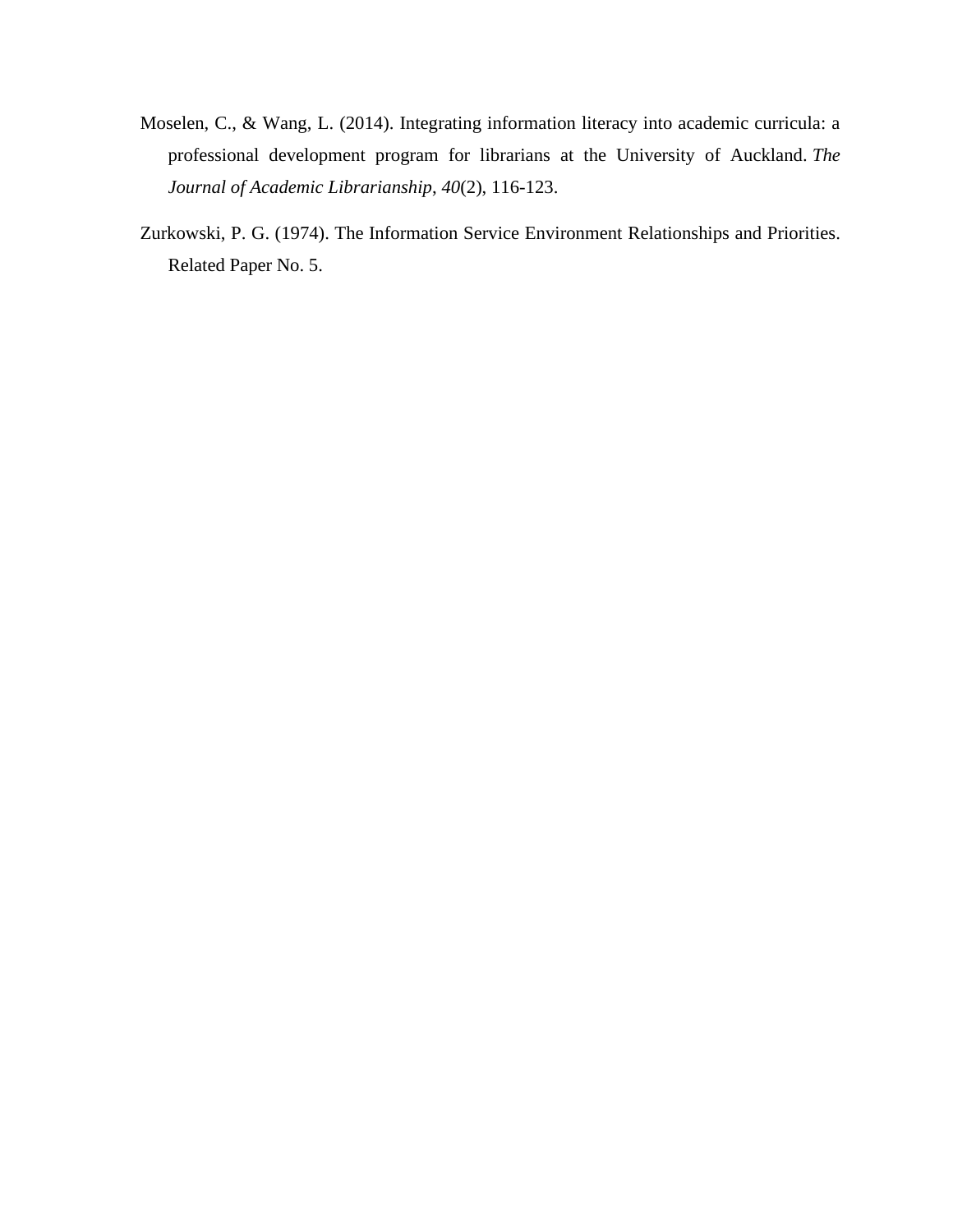Moselen, C., & Wang, L. (2014). Integrating information literacy into academic curricula: a professional development program for librarians at the University of Auckland. *The Journal of Academic Librarianship*, *40*(2), 116-123.

Zurkowski, P. G. (1974). The Information Service Environment Relationships and Priorities. Related Paper No. 5.